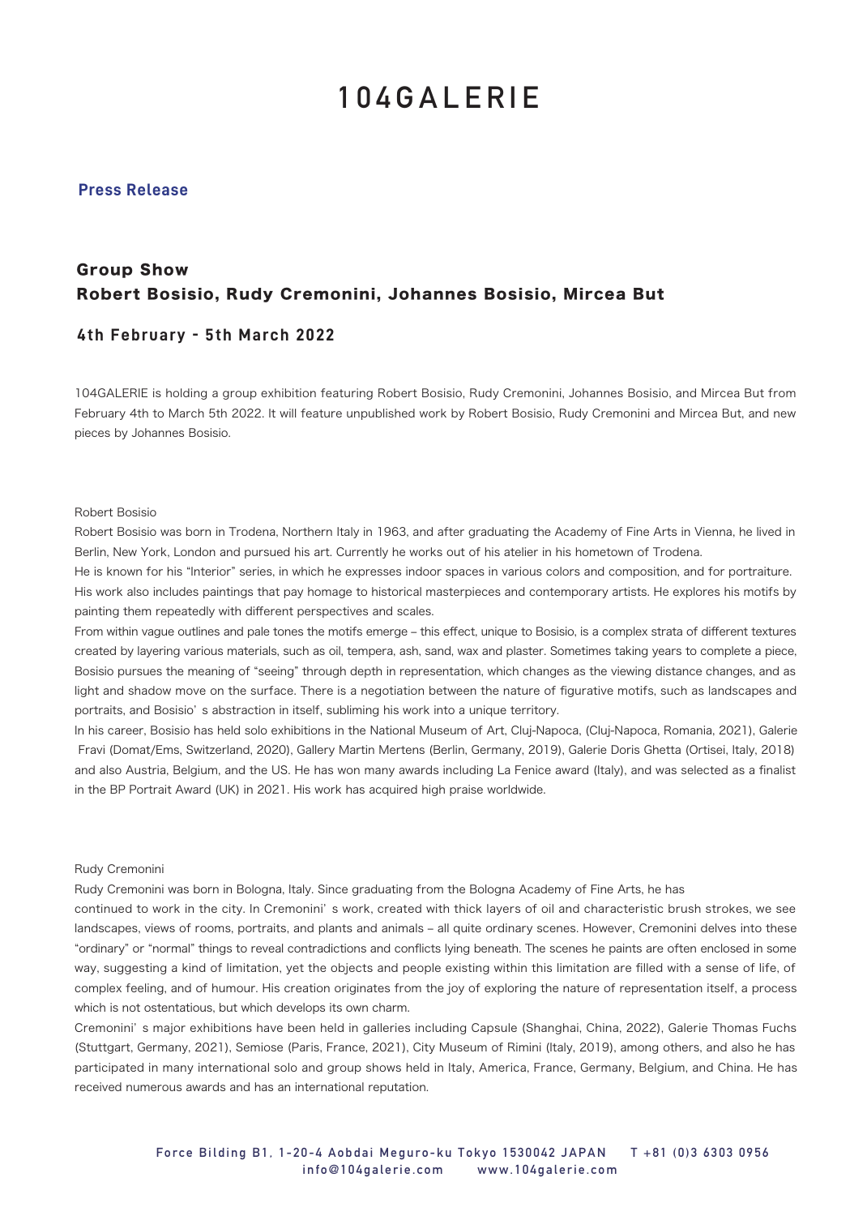# 104GALERIE

**Press Release**

## Group Show
## Robert Bosisio, Rudy Cremonini, Johannes Bosisio, Mircea But

### 4th February - 5th March 2022

104GALERIE is holding a group exhibition featuring Robert Bosisio, Rudy Cremonini, Johannes Bosisio, and Mircea But from February 4th to March 5th 2022. It will feature unpublished work by Robert Bosisio, Rudy Cremonini and Mircea But, and new pieces by Johannes Bosisio.

Robert Bosisio

Robert Bosisio was born in Trodena, Northern Italy in 1963, and after graduating the Academy of Fine Arts in Vienna, he lived in Berlin, New York, London and pursued his art. Currently he works out of his atelier in his hometown of Trodena.
He is known for his "Interior" series, in which he expresses indoor spaces in various colors and composition, and for portraiture. His work also includes paintings that pay homage to historical masterpieces and contemporary artists. He explores his motifs by painting them repeatedly with different perspectives and scales.
From within vague outlines and pale tones the motifs emerge – this effect, unique to Bosisio, is a complex strata of different textures created by layering various materials, such as oil, tempera, ash, sand, wax and plaster. Sometimes taking years to complete a piece, Bosisio pursues the meaning of "seeing" through depth in representation, which changes as the viewing distance changes, and as light and shadow move on the surface. There is a negotiation between the nature of figurative motifs, such as landscapes and portraits, and Bosisio's abstraction in itself, subliming his work into a unique territory.
In his career, Bosisio has held solo exhibitions in the National Museum of Art, Cluj-Napoca, (Cluj-Napoca, Romania, 2021), Galerie Fravi (Domat/Ems, Switzerland, 2020), Gallery Martin Mertens (Berlin, Germany, 2019), Galerie Doris Ghetta (Ortisei, Italy, 2018) and also Austria, Belgium, and the US. He has won many awards including La Fenice award (Italy), and was selected as a finalist in the BP Portrait Award (UK) in 2021. His work has acquired high praise worldwide.

Rudy Cremonini

Rudy Cremonini was born in Bologna, Italy. Since graduating from the Bologna Academy of Fine Arts, he has continued to work in the city. In Cremonini's work, created with thick layers of oil and characteristic brush strokes, we see landscapes, views of rooms, portraits, and plants and animals – all quite ordinary scenes. However, Cremonini delves into these "ordinary" or "normal" things to reveal contradictions and conflicts lying beneath. The scenes he paints are often enclosed in some way, suggesting a kind of limitation, yet the objects and people existing within this limitation are filled with a sense of life, of complex feeling, and of humour. His creation originates from the joy of exploring the nature of representation itself, a process which is not ostentatious, but which develops its own charm.
Cremonini's major exhibitions have been held in galleries including Capsule (Shanghai, China, 2022), Galerie Thomas Fuchs (Stuttgart, Germany, 2021), Semiose (Paris, France, 2021), City Museum of Rimini (Italy, 2019), among others, and also he has participated in many international solo and group shows held in Italy, America, France, Germany, Belgium, and China. He has received numerous awards and has an international reputation.

Force Bilding B1, 1-20-4 Aobdai Meguro-ku Tokyo 1530042 JAPAN T +81 (0)3 6303 0956
info@104galerie.com www.104galerie.com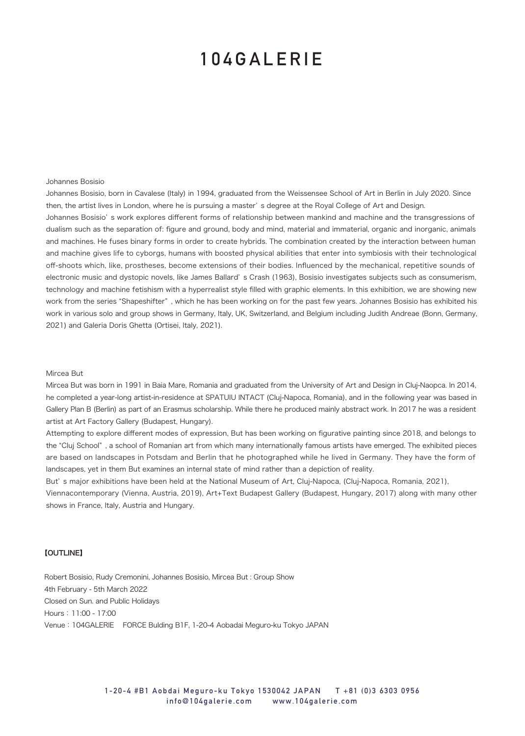# 104GALERIE

Johannes Bosisio

Johannes Bosisio, born in Cavalese (Italy) in 1994, graduated from the Weissensee School of Art in Berlin in July 2020. Since then, the artist lives in London, where he is pursuing a master' s degree at the Royal College of Art and Design.

Johannes Bosisio' s work explores different forms of relationship between mankind and machine and the transgressions of dualism such as the separation of: figure and ground, body and mind, material and immaterial, organic and inorganic, animals and machines. He fuses binary forms in order to create hybrids. The combination created by the interaction between human and machine gives life to cyborgs, humans with boosted physical abilities that enter into symbiosis with their technological off-shoots which, like, prostheses, become extensions of their bodies. Influenced by the mechanical, repetitive sounds of electronic music and dystopic novels, like James Ballard' s Crash (1963), Bosisio investigates subjects such as consumerism, technology and machine fetishism with a hyperrealist style filled with graphic elements. In this exhibition, we are showing new work from the series "Shapeshifter" , which he has been working on for the past few years. Johannes Bosisio has exhibited his work in various solo and group shows in Germany, Italy, UK, Switzerland, and Belgium including Judith Andreae (Bonn, Germany, 2021) and Galeria Doris Ghetta (Ortisei, Italy, 2021).

Mircea But

Mircea But was born in 1991 in Baia Mare, Romania and graduated from the University of Art and Design in Cluj-Naopca. In 2014, he completed a year-long artist-in-residence at SPATUIU INTACT (Cluj-Napoca, Romania), and in the following year was based in Gallery Plan B (Berlin) as part of an Erasmus scholarship. While there he produced mainly abstract work. In 2017 he was a resident artist at Art Factory Gallery (Budapest, Hungary).

Attempting to explore different modes of expression, But has been working on figurative painting since 2018, and belongs to the "Cluj School" , a school of Romanian art from which many internationally famous artists have emerged. The exhibited pieces are based on landscapes in Potsdam and Berlin that he photographed while he lived in Germany. They have the form of landscapes, yet in them But examines an internal state of mind rather than a depiction of reality.

But' s major exhibitions have been held at the National Museum of Art, Cluj-Napoca, (Cluj-Napoca, Romania, 2021), Viennacontemporary (Vienna, Austria, 2019), Art+Text Budapest Gallery (Budapest, Hungary, 2017) along with many other shows in France, Italy, Austria and Hungary.

**【OUTLINE】**

Robert Bosisio, Rudy Cremonini, Johannes Bosisio, Mircea But : Group Show
4th February - 5th March 2022
Closed on Sun. and Public Holidays
Hours：11:00 - 17:00
Venue：104GALERIE　FORCE Bulding B1F, 1-20-4 Aobadai Meguro-ku Tokyo JAPAN

1-20-4 #B1 Aobdai Meguro-ku Tokyo 1530042 JAPAN　T +81 (0)3 6303 0956
info@104galerie.com　www.104galerie.com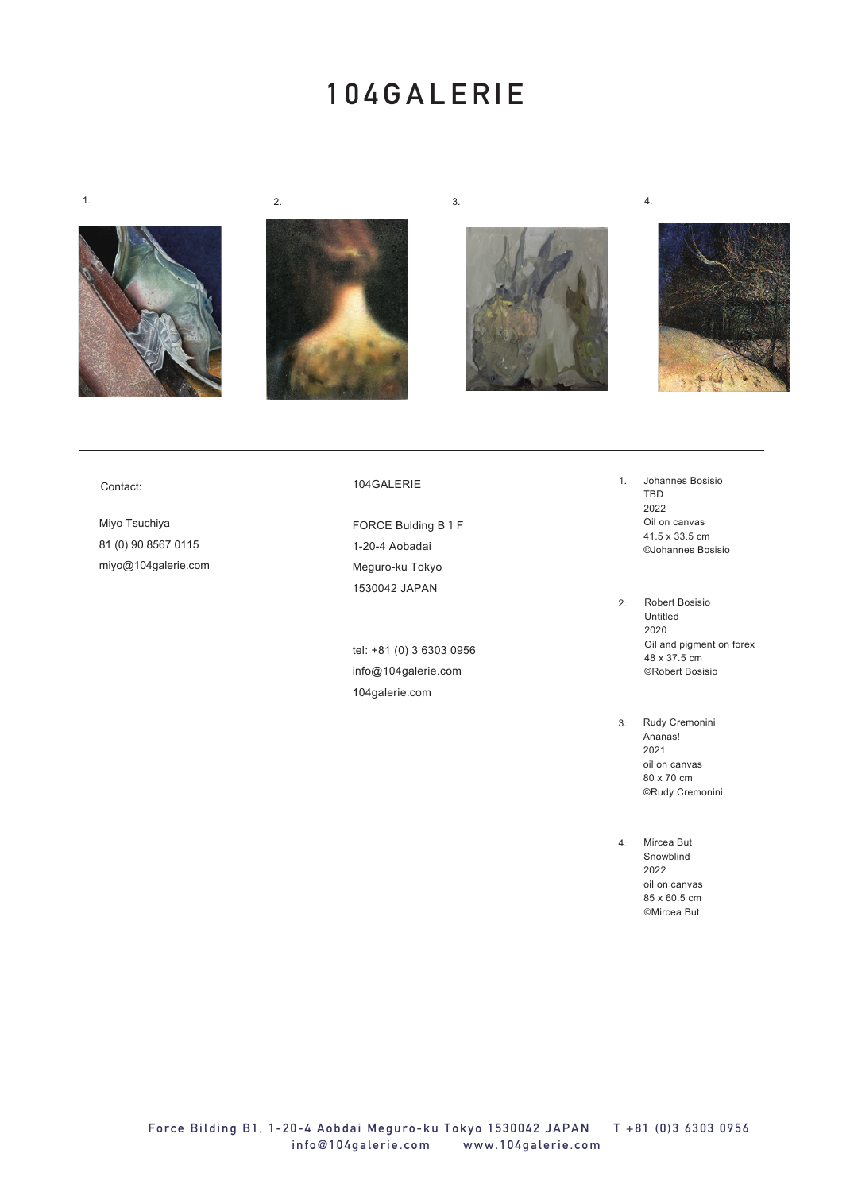# 104GALERIE

1. 2. 3. 4.

Contact:

Miyo Tsuchiya
81 (0) 90 8567 0115
miyo@104galerie.com

104GALERIE

FORCE Bulding B 1 F
1-20-4 Aobadai
Meguro-ku Tokyo
1530042 JAPAN

tel: +81 (0) 3 6303 0956
info@104galerie.com
104galerie.com

1. Johannes Bosisio
   TBD
   2022
   Oil on canvas
   41.5 x 33.5 cm
   ©Johannes Bosisio

2. Robert Bosisio
   Untitled
   2020
   Oil and pigment on forex
   48 x 37.5 cm
   ©Robert Bosisio

3. Rudy Cremonini
   Ananas!
   2021
   oil on canvas
   80 x 70 cm
   ©Rudy Cremonini

4. Mircea But
   Snowblind
   2022
   oil on canvas
   85 x 60.5 cm
   ©Mircea But

Force Bilding B1, 1-20-4 Aobdai Meguro-ku Tokyo 1530042 JAPAN T +81 (0)3 6303 0956
info@104galerie.com www.104galerie.com